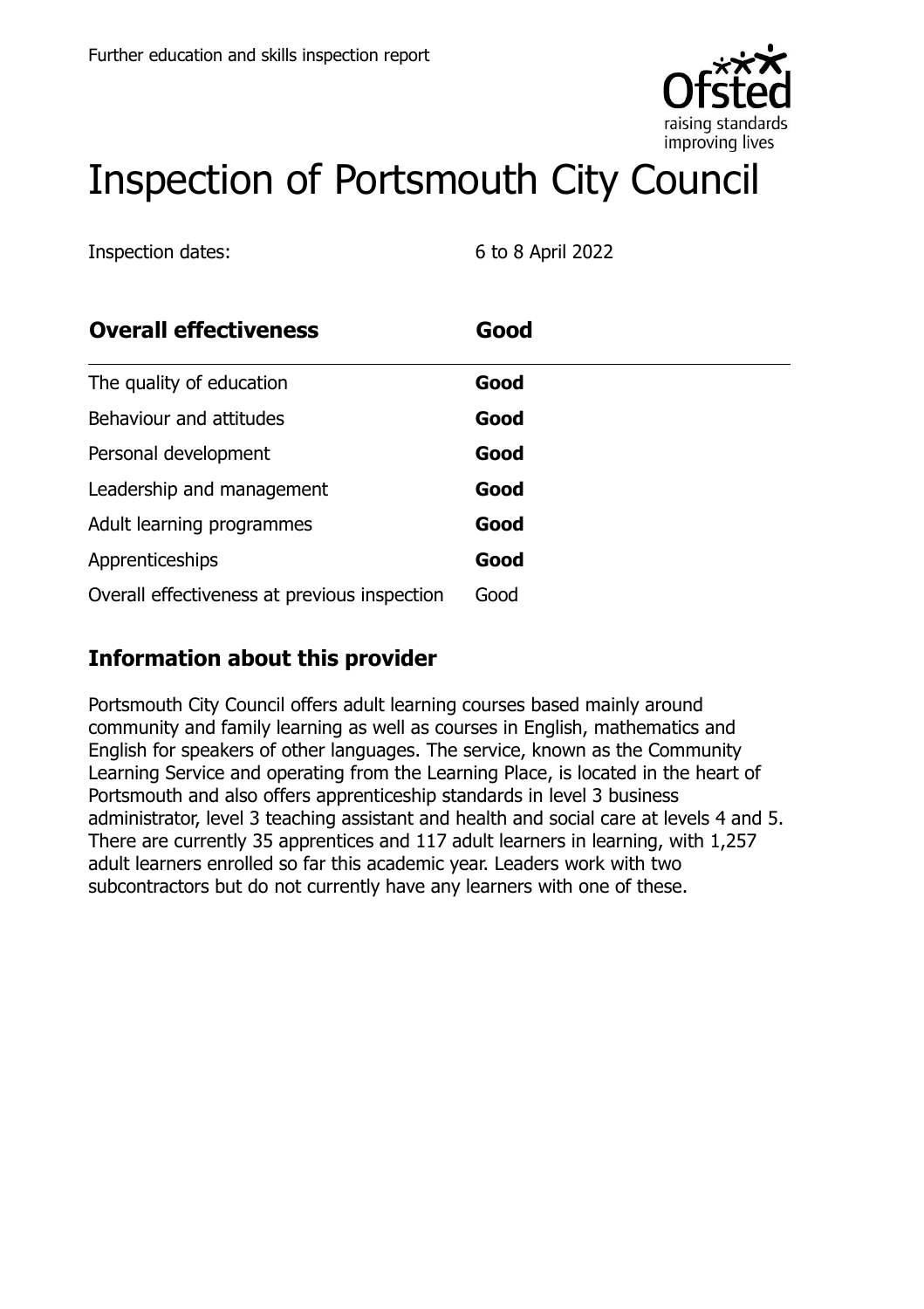# Inspection of Portsmouth City Council

Inspection dates: 6 to 8 April 2022

| **Overall effectiveness** | **Good** |
| --- | --- |
| The quality of education | **Good** |
| Behaviour and attitudes | **Good** |
| Personal development | **Good** |
| Leadership and management | **Good** |
| Adult learning programmes | **Good** |
| Apprenticeships | **Good** |
| Overall effectiveness at previous inspection | Good |

## Information about this provider

Portsmouth City Council offers adult learning courses based mainly around community and family learning as well as courses in English, mathematics and English for speakers of other languages. The service, known as the Community Learning Service and operating from the Learning Place, is located in the heart of Portsmouth and also offers apprenticeship standards in level 3 business administrator, level 3 teaching assistant and health and social care at levels 4 and 5. There are currently 35 apprentices and 117 adult learners in learning, with 1,257 adult learners enrolled so far this academic year. Leaders work with two subcontractors but do not currently have any learners with one of these.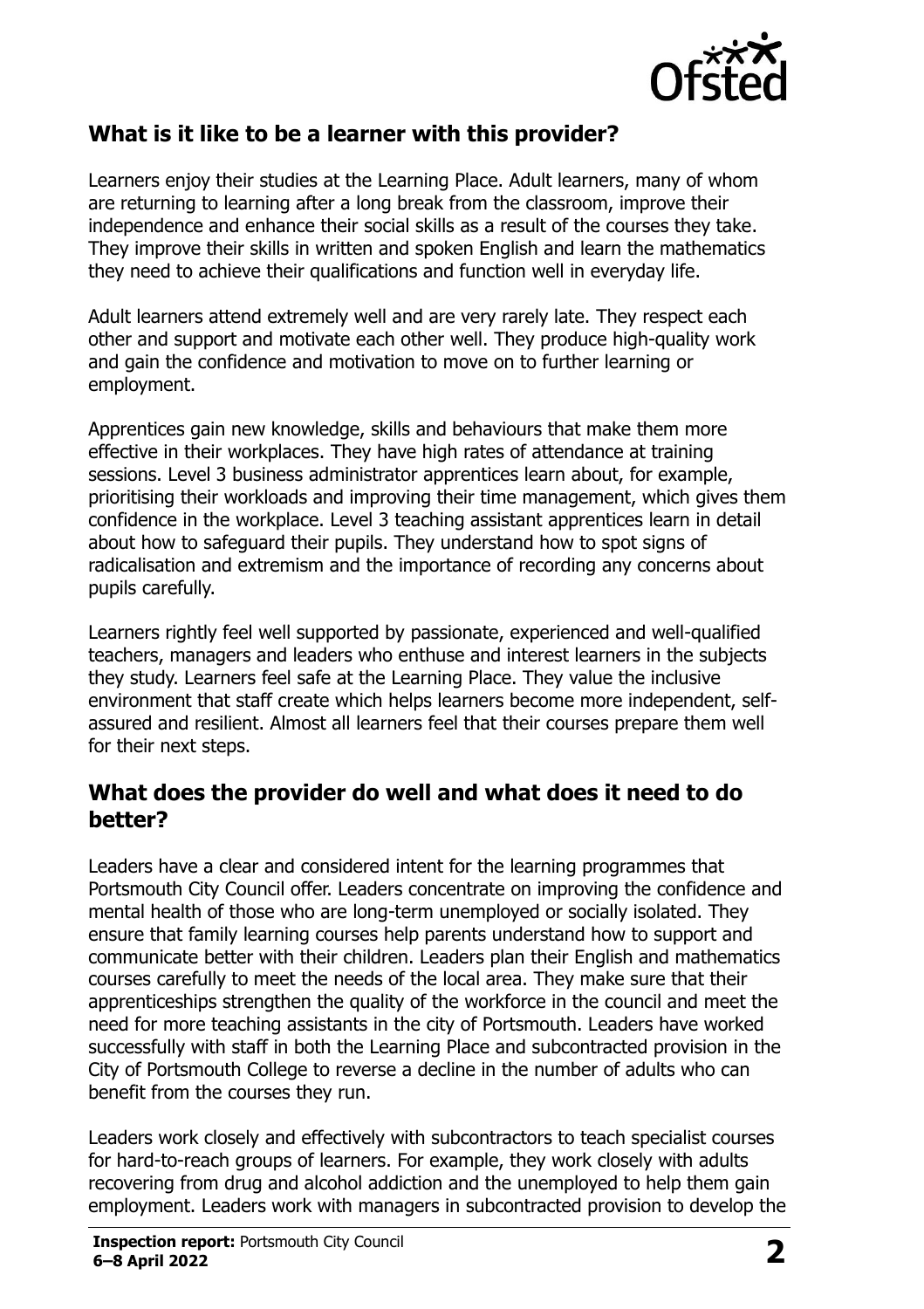## What is it like to be a learner with this provider?

Learners enjoy their studies at the Learning Place. Adult learners, many of whom are returning to learning after a long break from the classroom, improve their independence and enhance their social skills as a result of the courses they take. They improve their skills in written and spoken English and learn the mathematics they need to achieve their qualifications and function well in everyday life.

Adult learners attend extremely well and are very rarely late. They respect each other and support and motivate each other well. They produce high-quality work and gain the confidence and motivation to move on to further learning or employment.

Apprentices gain new knowledge, skills and behaviours that make them more effective in their workplaces. They have high rates of attendance at training sessions. Level 3 business administrator apprentices learn about, for example, prioritising their workloads and improving their time management, which gives them confidence in the workplace. Level 3 teaching assistant apprentices learn in detail about how to safeguard their pupils. They understand how to spot signs of radicalisation and extremism and the importance of recording any concerns about pupils carefully.

Learners rightly feel well supported by passionate, experienced and well-qualified teachers, managers and leaders who enthuse and interest learners in the subjects they study. Learners feel safe at the Learning Place. They value the inclusive environment that staff create which helps learners become more independent, self-assured and resilient. Almost all learners feel that their courses prepare them well for their next steps.

## What does the provider do well and what does it need to do better?

Leaders have a clear and considered intent for the learning programmes that Portsmouth City Council offer. Leaders concentrate on improving the confidence and mental health of those who are long-term unemployed or socially isolated. They ensure that family learning courses help parents understand how to support and communicate better with their children. Leaders plan their English and mathematics courses carefully to meet the needs of the local area. They make sure that their apprenticeships strengthen the quality of the workforce in the council and meet the need for more teaching assistants in the city of Portsmouth. Leaders have worked successfully with staff in both the Learning Place and subcontracted provision in the City of Portsmouth College to reverse a decline in the number of adults who can benefit from the courses they run.

Leaders work closely and effectively with subcontractors to teach specialist courses for hard-to-reach groups of learners. For example, they work closely with adults recovering from drug and alcohol addiction and the unemployed to help them gain employment. Leaders work with managers in subcontracted provision to develop the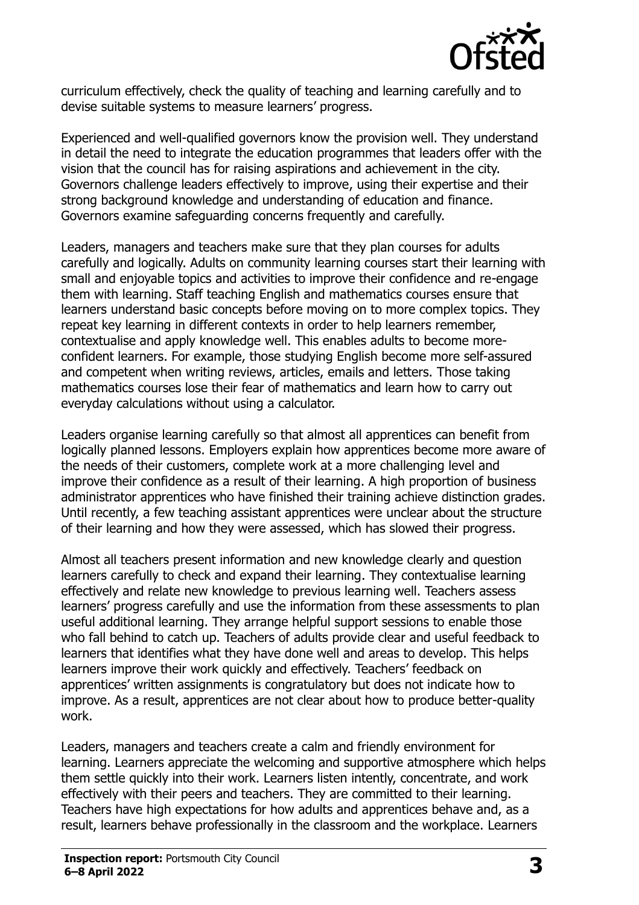curriculum effectively, check the quality of teaching and learning carefully and to devise suitable systems to measure learners' progress.

Experienced and well-qualified governors know the provision well. They understand in detail the need to integrate the education programmes that leaders offer with the vision that the council has for raising aspirations and achievement in the city. Governors challenge leaders effectively to improve, using their expertise and their strong background knowledge and understanding of education and finance. Governors examine safeguarding concerns frequently and carefully.

Leaders, managers and teachers make sure that they plan courses for adults carefully and logically. Adults on community learning courses start their learning with small and enjoyable topics and activities to improve their confidence and re-engage them with learning. Staff teaching English and mathematics courses ensure that learners understand basic concepts before moving on to more complex topics. They repeat key learning in different contexts in order to help learners remember, contextualise and apply knowledge well. This enables adults to become more-confident learners. For example, those studying English become more self-assured and competent when writing reviews, articles, emails and letters. Those taking mathematics courses lose their fear of mathematics and learn how to carry out everyday calculations without using a calculator.

Leaders organise learning carefully so that almost all apprentices can benefit from logically planned lessons. Employers explain how apprentices become more aware of the needs of their customers, complete work at a more challenging level and improve their confidence as a result of their learning. A high proportion of business administrator apprentices who have finished their training achieve distinction grades. Until recently, a few teaching assistant apprentices were unclear about the structure of their learning and how they were assessed, which has slowed their progress.

Almost all teachers present information and new knowledge clearly and question learners carefully to check and expand their learning. They contextualise learning effectively and relate new knowledge to previous learning well. Teachers assess learners' progress carefully and use the information from these assessments to plan useful additional learning. They arrange helpful support sessions to enable those who fall behind to catch up. Teachers of adults provide clear and useful feedback to learners that identifies what they have done well and areas to develop. This helps learners improve their work quickly and effectively. Teachers' feedback on apprentices' written assignments is congratulatory but does not indicate how to improve. As a result, apprentices are not clear about how to produce better-quality work.

Leaders, managers and teachers create a calm and friendly environment for learning. Learners appreciate the welcoming and supportive atmosphere which helps them settle quickly into their work. Learners listen intently, concentrate, and work effectively with their peers and teachers. They are committed to their learning. Teachers have high expectations for how adults and apprentices behave and, as a result, learners behave professionally in the classroom and the workplace. Learners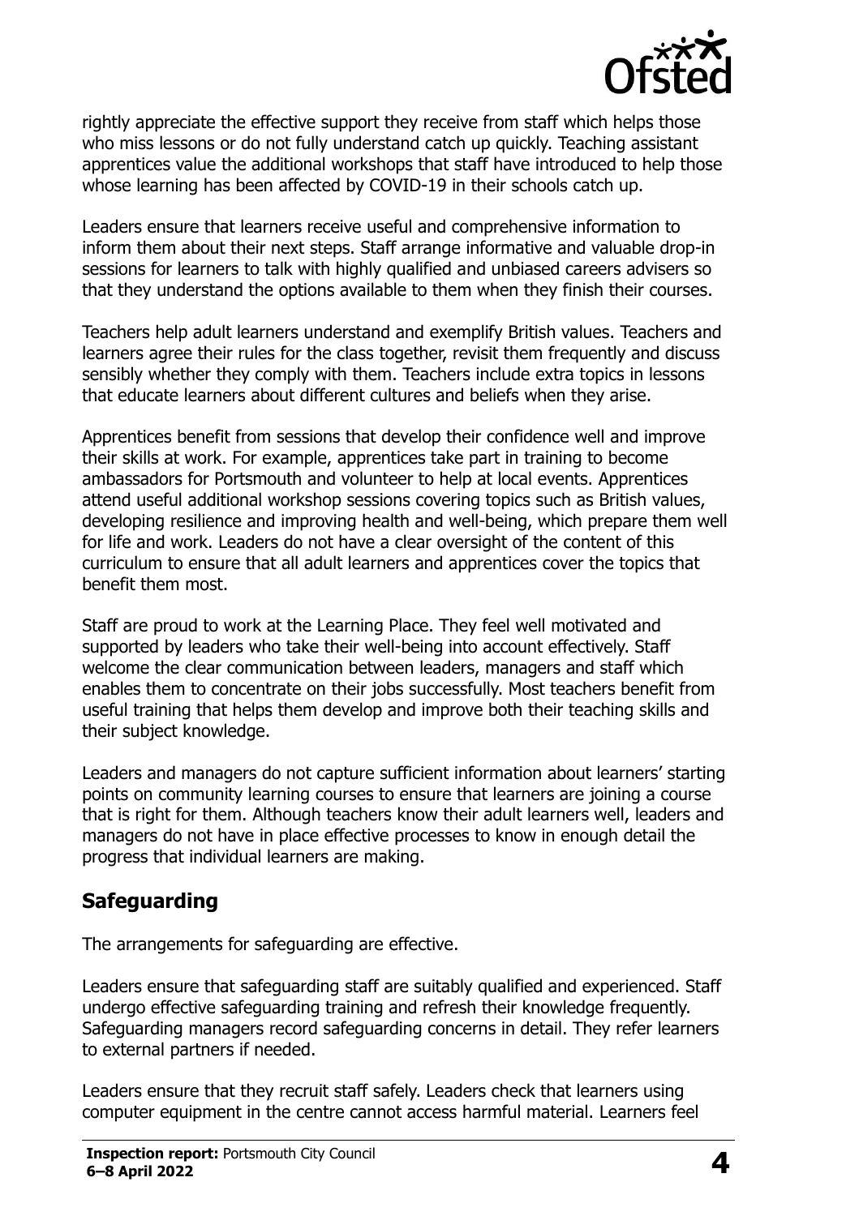rightly appreciate the effective support they receive from staff which helps those who miss lessons or do not fully understand catch up quickly. Teaching assistant apprentices value the additional workshops that staff have introduced to help those whose learning has been affected by COVID-19 in their schools catch up.

Leaders ensure that learners receive useful and comprehensive information to inform them about their next steps. Staff arrange informative and valuable drop-in sessions for learners to talk with highly qualified and unbiased careers advisers so that they understand the options available to them when they finish their courses.

Teachers help adult learners understand and exemplify British values. Teachers and learners agree their rules for the class together, revisit them frequently and discuss sensibly whether they comply with them. Teachers include extra topics in lessons that educate learners about different cultures and beliefs when they arise.

Apprentices benefit from sessions that develop their confidence well and improve their skills at work. For example, apprentices take part in training to become ambassadors for Portsmouth and volunteer to help at local events. Apprentices attend useful additional workshop sessions covering topics such as British values, developing resilience and improving health and well-being, which prepare them well for life and work. Leaders do not have a clear oversight of the content of this curriculum to ensure that all adult learners and apprentices cover the topics that benefit them most.

Staff are proud to work at the Learning Place. They feel well motivated and supported by leaders who take their well-being into account effectively. Staff welcome the clear communication between leaders, managers and staff which enables them to concentrate on their jobs successfully. Most teachers benefit from useful training that helps them develop and improve both their teaching skills and their subject knowledge.

Leaders and managers do not capture sufficient information about learners' starting points on community learning courses to ensure that learners are joining a course that is right for them. Although teachers know their adult learners well, leaders and managers do not have in place effective processes to know in enough detail the progress that individual learners are making.

## Safeguarding

The arrangements for safeguarding are effective.

Leaders ensure that safeguarding staff are suitably qualified and experienced. Staff undergo effective safeguarding training and refresh their knowledge frequently. Safeguarding managers record safeguarding concerns in detail. They refer learners to external partners if needed.

Leaders ensure that they recruit staff safely. Leaders check that learners using computer equipment in the centre cannot access harmful material. Learners feel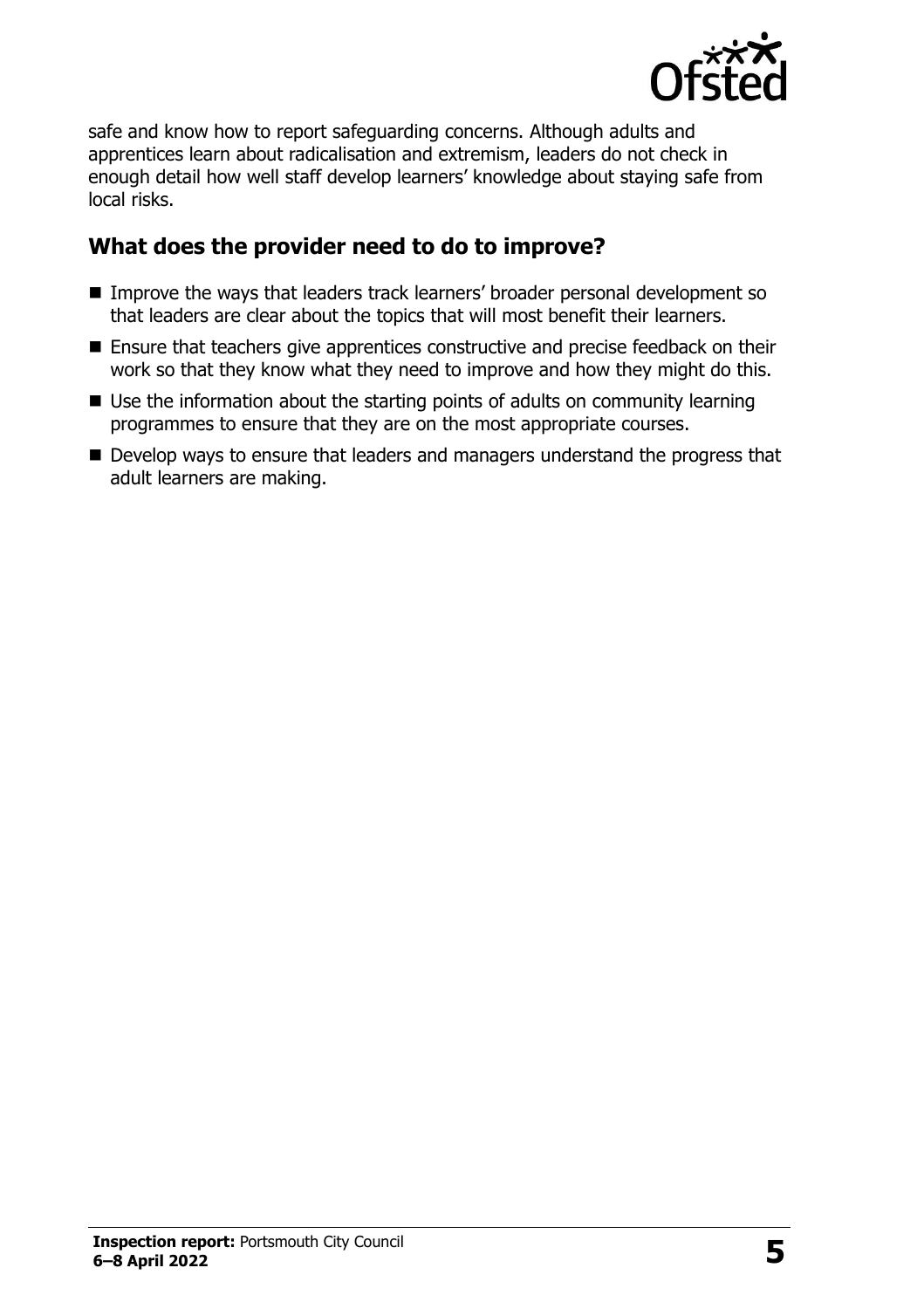safe and know how to report safeguarding concerns. Although adults and apprentices learn about radicalisation and extremism, leaders do not check in enough detail how well staff develop learners' knowledge about staying safe from local risks.

## What does the provider need to do to improve?

- Improve the ways that leaders track learners' broader personal development so that leaders are clear about the topics that will most benefit their learners.
- Ensure that teachers give apprentices constructive and precise feedback on their work so that they know what they need to improve and how they might do this.
- Use the information about the starting points of adults on community learning programmes to ensure that they are on the most appropriate courses.
- Develop ways to ensure that leaders and managers understand the progress that adult learners are making.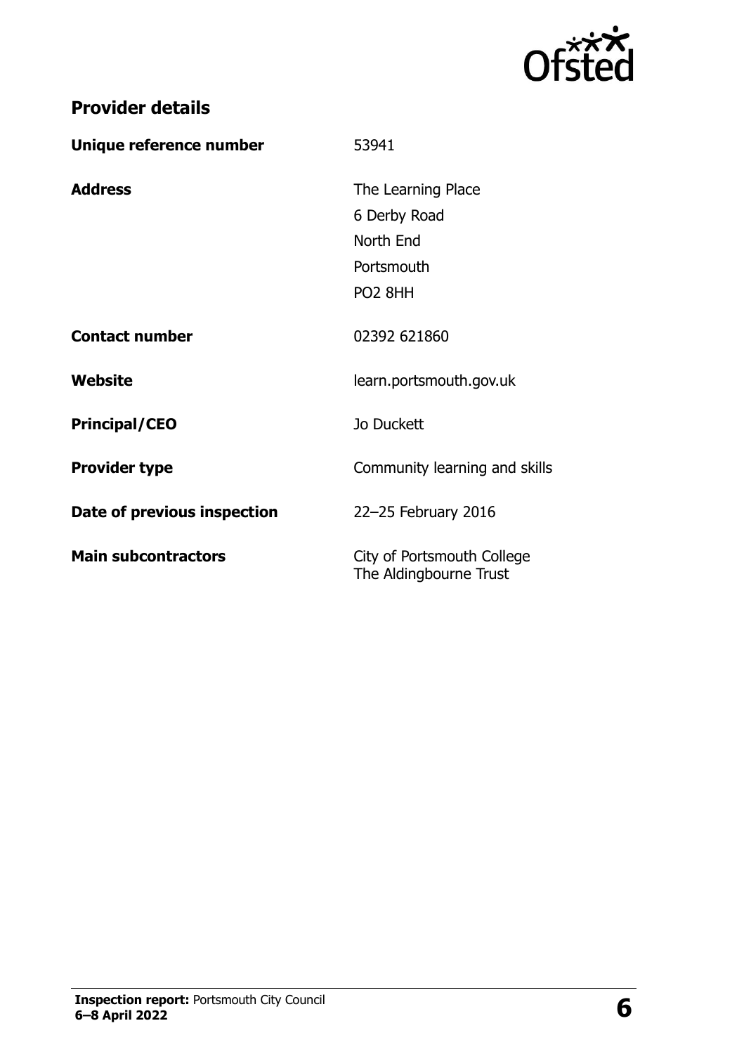## Provider details

| | |
|---|---|
| **Unique reference number** | 53941 |
| **Address** | The Learning Place<br>6 Derby Road<br>North End<br>Portsmouth<br>PO2 8HH |
| **Contact number** | 02392 621860 |
| **Website** | learn.portsmouth.gov.uk |
| **Principal/CEO** | Jo Duckett |
| **Provider type** | Community learning and skills |
| **Date of previous inspection** | 22–25 February 2016 |
| **Main subcontractors** | City of Portsmouth College<br>The Aldingbourne Trust |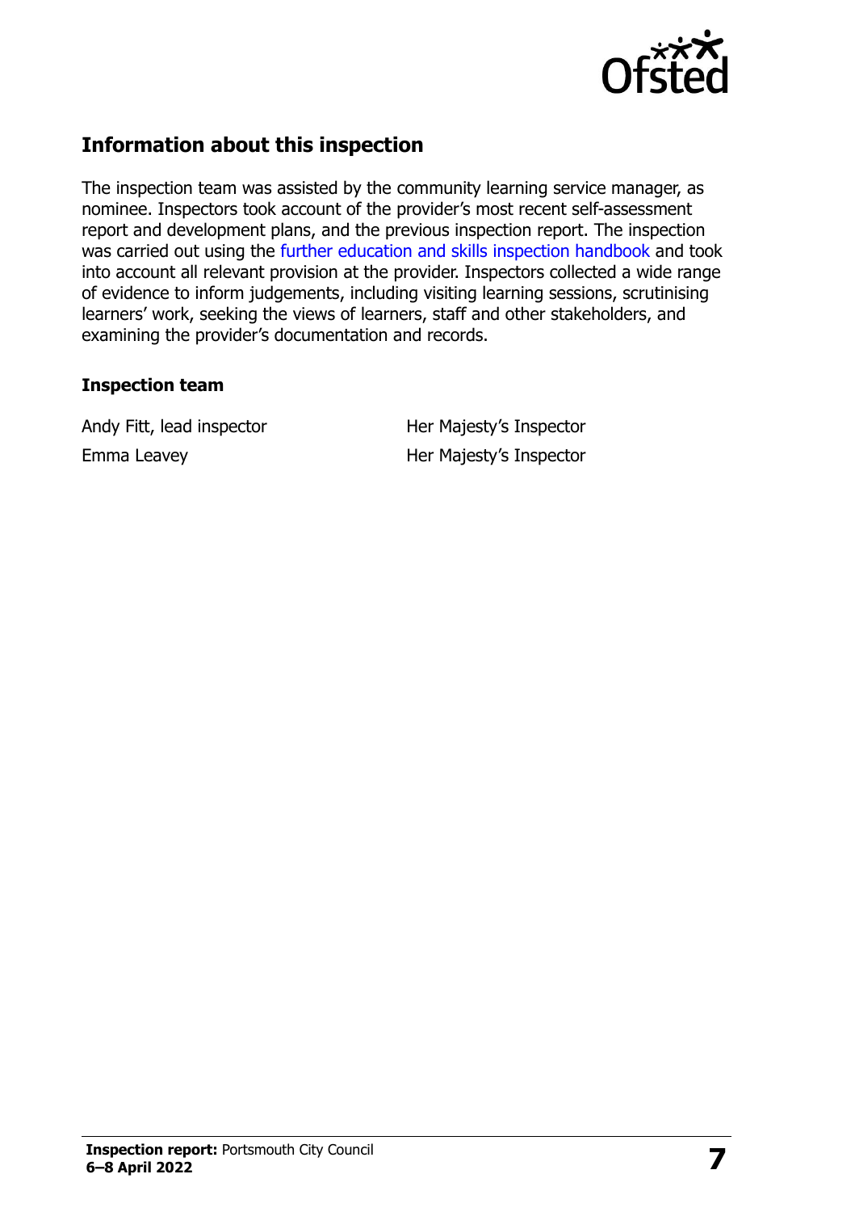## Information about this inspection

The inspection team was assisted by the community learning service manager, as nominee. Inspectors took account of the provider's most recent self-assessment report and development plans, and the previous inspection report. The inspection was carried out using the further education and skills inspection handbook and took into account all relevant provision at the provider. Inspectors collected a wide range of evidence to inform judgements, including visiting learning sessions, scrutinising learners' work, seeking the views of learners, staff and other stakeholders, and examining the provider's documentation and records.

### Inspection team

| | |
|---|---|
| Andy Fitt, lead inspector | Her Majesty's Inspector |
| Emma Leavey | Her Majesty's Inspector |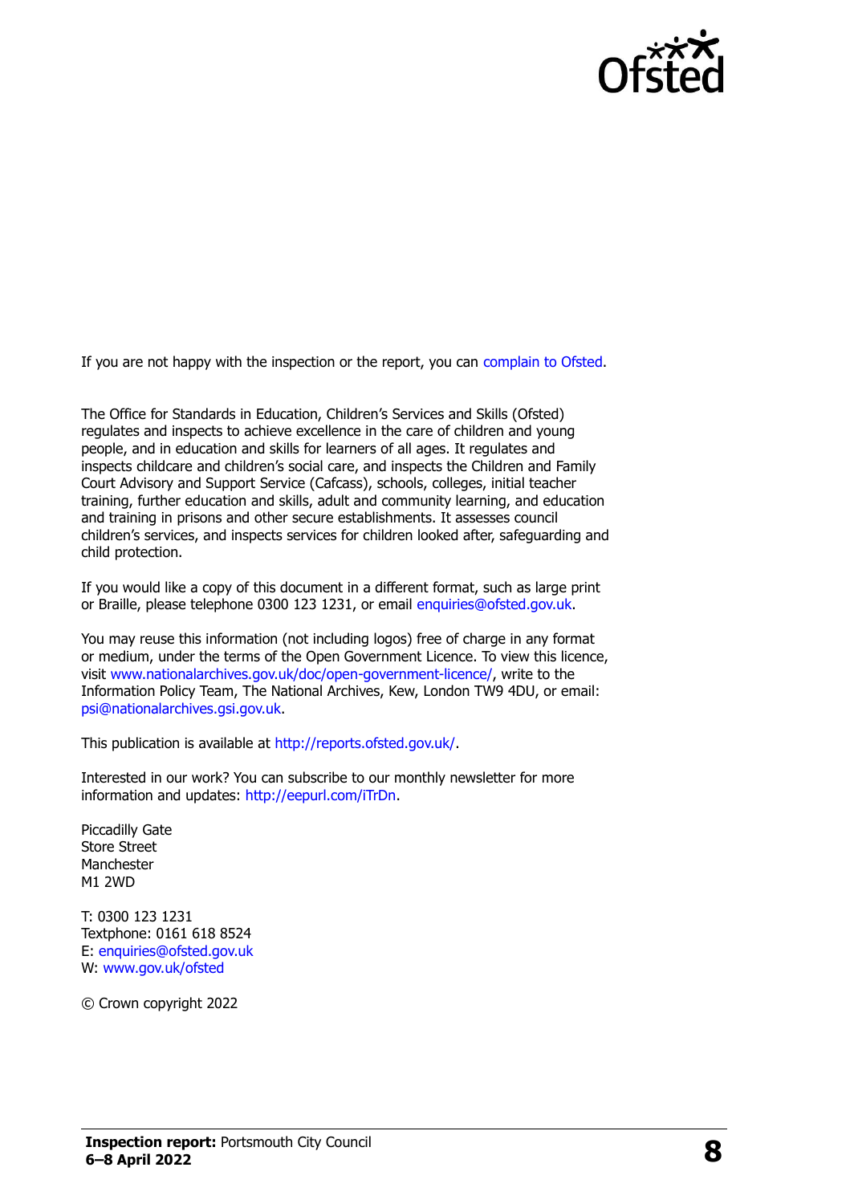If you are not happy with the inspection or the report, you can complain to Ofsted.

The Office for Standards in Education, Children's Services and Skills (Ofsted) regulates and inspects to achieve excellence in the care of children and young people, and in education and skills for learners of all ages. It regulates and inspects childcare and children's social care, and inspects the Children and Family Court Advisory and Support Service (Cafcass), schools, colleges, initial teacher training, further education and skills, adult and community learning, and education and training in prisons and other secure establishments. It assesses council children's services, and inspects services for children looked after, safeguarding and child protection.

If you would like a copy of this document in a different format, such as large print or Braille, please telephone 0300 123 1231, or email enquiries@ofsted.gov.uk.

You may reuse this information (not including logos) free of charge in any format or medium, under the terms of the Open Government Licence. To view this licence, visit www.nationalarchives.gov.uk/doc/open-government-licence/, write to the Information Policy Team, The National Archives, Kew, London TW9 4DU, or email: psi@nationalarchives.gsi.gov.uk.

This publication is available at http://reports.ofsted.gov.uk/.

Interested in our work? You can subscribe to our monthly newsletter for more information and updates: http://eepurl.com/iTrDn.

Piccadilly Gate
Store Street
Manchester
M1 2WD

T: 0300 123 1231
Textphone: 0161 618 8524
E: enquiries@ofsted.gov.uk
W: www.gov.uk/ofsted

© Crown copyright 2022